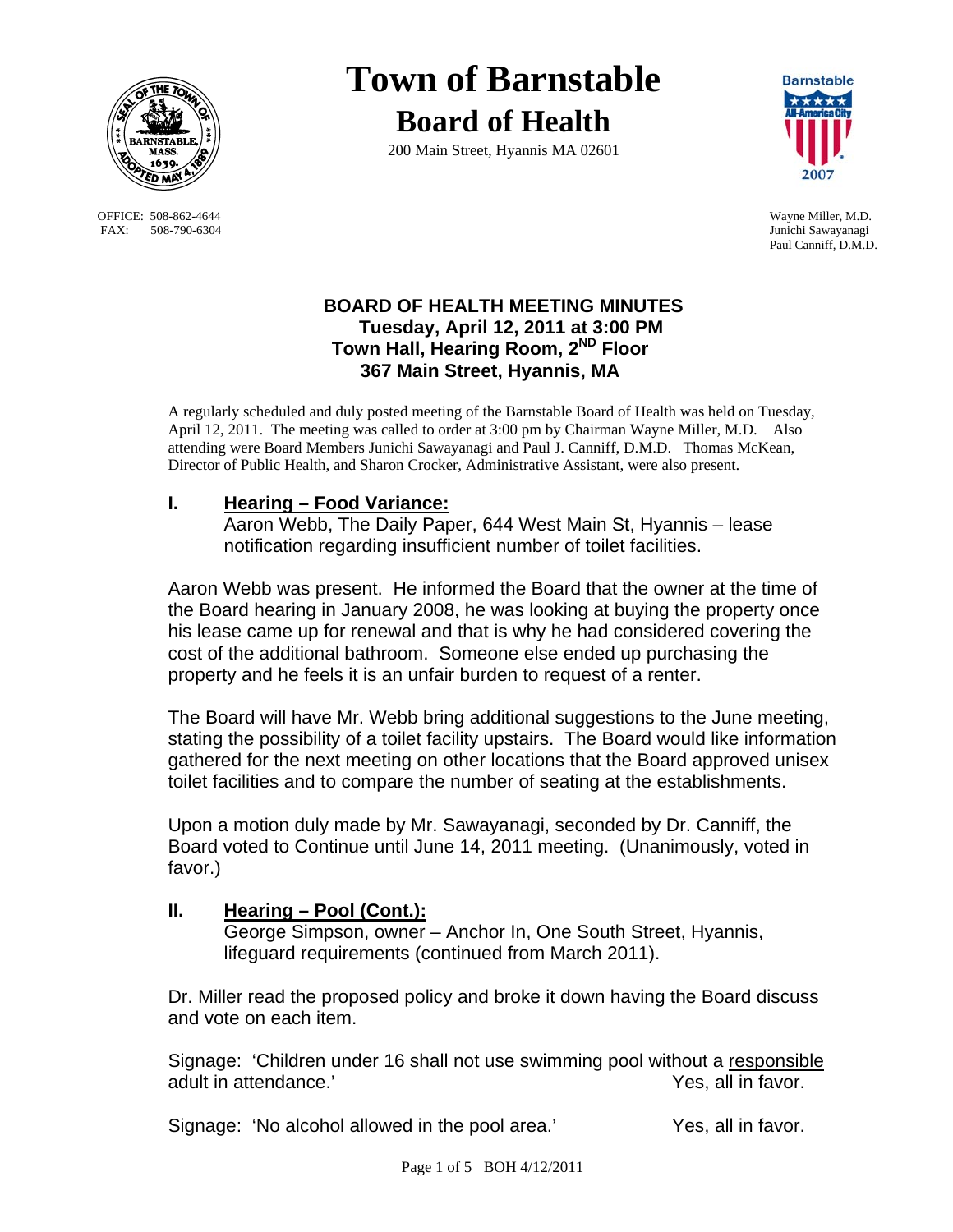# Town of Barnstable

## Board of Health

200 Main Street, Hyannis MA 02601

OFFICE: 508-862-4644
FAX: 508-790-6304

Wayne Miller, M.D.
Junichi Sawayanagi
Paul Canniff, D.M.D.

### BOARD OF HEALTH MEETING MINUTES
**Tuesday, April 12, 2011 at 3:00 PM**
**Town Hall, Hearing Room, 2ND Floor**
**367 Main Street, Hyannis, MA**

A regularly scheduled and duly posted meeting of the Barnstable Board of Health was held on Tuesday, April 12, 2011. The meeting was called to order at 3:00 pm by Chairman Wayne Miller, M.D. Also attending were Board Members Junichi Sawayanagi and Paul J. Canniff, D.M.D. Thomas McKean, Director of Public Health, and Sharon Crocker, Administrative Assistant, were also present.

## I. Hearing – Food Variance:

Aaron Webb, The Daily Paper, 644 West Main St, Hyannis – lease notification regarding insufficient number of toilet facilities.

Aaron Webb was present. He informed the Board that the owner at the time of the Board hearing in January 2008, he was looking at buying the property once his lease came up for renewal and that is why he had considered covering the cost of the additional bathroom. Someone else ended up purchasing the property and he feels it is an unfair burden to request of a renter.

The Board will have Mr. Webb bring additional suggestions to the June meeting, stating the possibility of a toilet facility upstairs. The Board would like information gathered for the next meeting on other locations that the Board approved unisex toilet facilities and to compare the number of seating at the establishments.

Upon a motion duly made by Mr. Sawayanagi, seconded by Dr. Canniff, the Board voted to Continue until June 14, 2011 meeting. (Unanimously, voted in favor.)

## II. Hearing – Pool (Cont.):

George Simpson, owner – Anchor In, One South Street, Hyannis, lifeguard requirements (continued from March 2011).

Dr. Miller read the proposed policy and broke it down having the Board discuss and vote on each item.

Signage: 'Children under 16 shall not use swimming pool without a responsible adult in attendance.' Yes, all in favor.

Signage: 'No alcohol allowed in the pool area.' Yes, all in favor.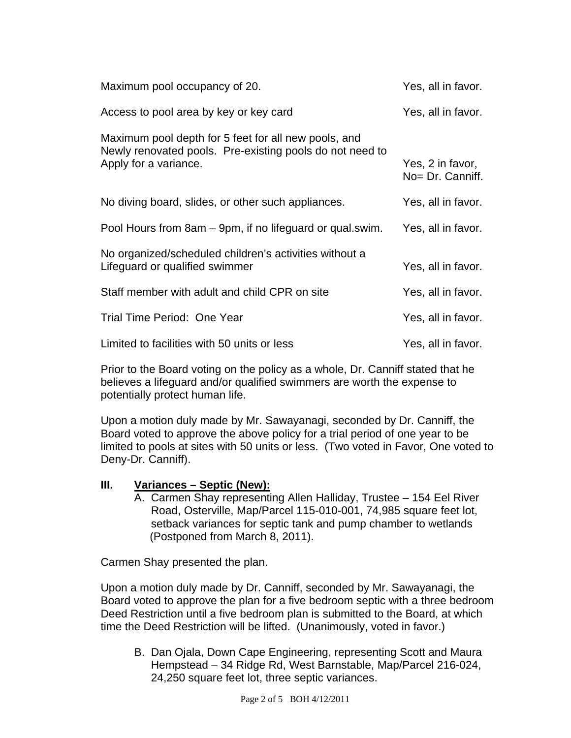| | |
|---|---|
| Maximum pool occupancy of 20. | Yes, all in favor. |
| Access to pool area by key or key card | Yes, all in favor. |
| Maximum pool depth for 5 feet for all new pools, and Newly renovated pools. Pre-existing pools do not need to Apply for a variance. | Yes, 2 in favor, No= Dr. Canniff. |
| No diving board, slides, or other such appliances. | Yes, all in favor. |
| Pool Hours from 8am – 9pm, if no lifeguard or qual.swim. | Yes, all in favor. |
| No organized/scheduled children's activities without a Lifeguard or qualified swimmer | Yes, all in favor. |
| Staff member with adult and child CPR on site | Yes, all in favor. |
| Trial Time Period: One Year | Yes, all in favor. |
| Limited to facilities with 50 units or less | Yes, all in favor. |

Prior to the Board voting on the policy as a whole, Dr. Canniff stated that he believes a lifeguard and/or qualified swimmers are worth the expense to potentially protect human life.

Upon a motion duly made by Mr. Sawayanagi, seconded by Dr. Canniff, the Board voted to approve the above policy for a trial period of one year to be limited to pools at sites with 50 units or less. (Two voted in Favor, One voted to Deny-Dr. Canniff).

## III. Variances – Septic (New):

A. Carmen Shay representing Allen Halliday, Trustee – 154 Eel River Road, Osterville, Map/Parcel 115-010-001, 74,985 square feet lot, setback variances for septic tank and pump chamber to wetlands (Postponed from March 8, 2011).

Carmen Shay presented the plan.

Upon a motion duly made by Dr. Canniff, seconded by Mr. Sawayanagi, the Board voted to approve the plan for a five bedroom septic with a three bedroom Deed Restriction until a five bedroom plan is submitted to the Board, at which time the Deed Restriction will be lifted. (Unanimously, voted in favor.)

B. Dan Ojala, Down Cape Engineering, representing Scott and Maura Hempstead – 34 Ridge Rd, West Barnstable, Map/Parcel 216-024, 24,250 square feet lot, three septic variances.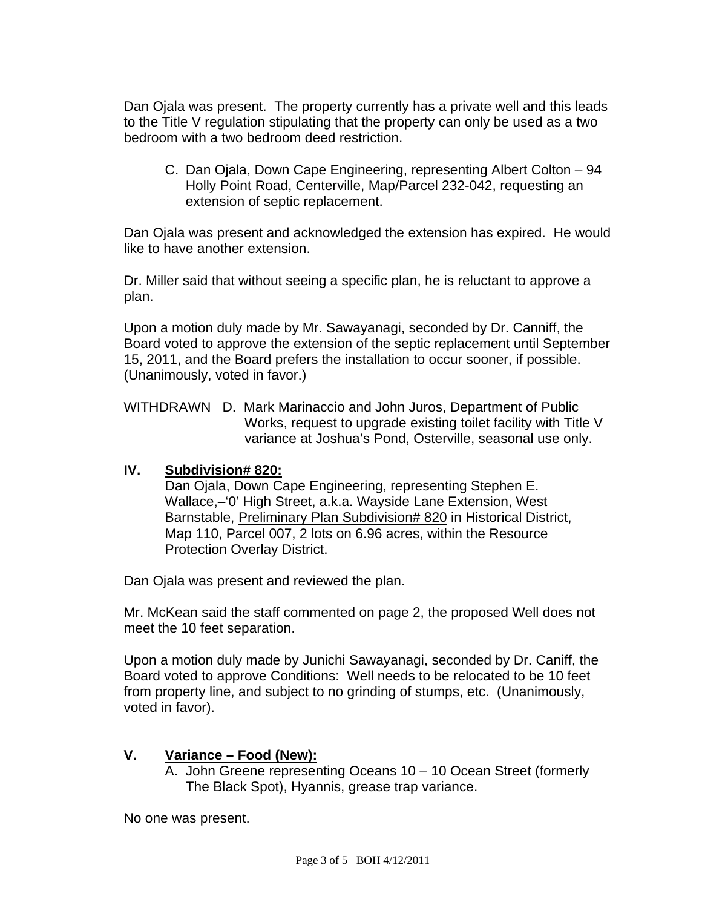Dan Ojala was present. The property currently has a private well and this leads to the Title V regulation stipulating that the property can only be used as a two bedroom with a two bedroom deed restriction.

C. Dan Ojala, Down Cape Engineering, representing Albert Colton – 94 Holly Point Road, Centerville, Map/Parcel 232-042, requesting an extension of septic replacement.

Dan Ojala was present and acknowledged the extension has expired. He would like to have another extension.

Dr. Miller said that without seeing a specific plan, he is reluctant to approve a plan.

Upon a motion duly made by Mr. Sawayanagi, seconded by Dr. Canniff, the Board voted to approve the extension of the septic replacement until September 15, 2011, and the Board prefers the installation to occur sooner, if possible. (Unanimously, voted in favor.)

WITHDRAWN D. Mark Marinaccio and John Juros, Department of Public Works, request to upgrade existing toilet facility with Title V variance at Joshua's Pond, Osterville, seasonal use only.

## IV. Subdivision# 820:

Dan Ojala, Down Cape Engineering, representing Stephen E. Wallace,–'0' High Street, a.k.a. Wayside Lane Extension, West Barnstable, Preliminary Plan Subdivision# 820 in Historical District, Map 110, Parcel 007, 2 lots on 6.96 acres, within the Resource Protection Overlay District.

Dan Ojala was present and reviewed the plan.

Mr. McKean said the staff commented on page 2, the proposed Well does not meet the 10 feet separation.

Upon a motion duly made by Junichi Sawayanagi, seconded by Dr. Caniff, the Board voted to approve Conditions: Well needs to be relocated to be 10 feet from property line, and subject to no grinding of stumps, etc. (Unanimously, voted in favor).

## V. Variance – Food (New):

A. John Greene representing Oceans 10 – 10 Ocean Street (formerly The Black Spot), Hyannis, grease trap variance.

No one was present.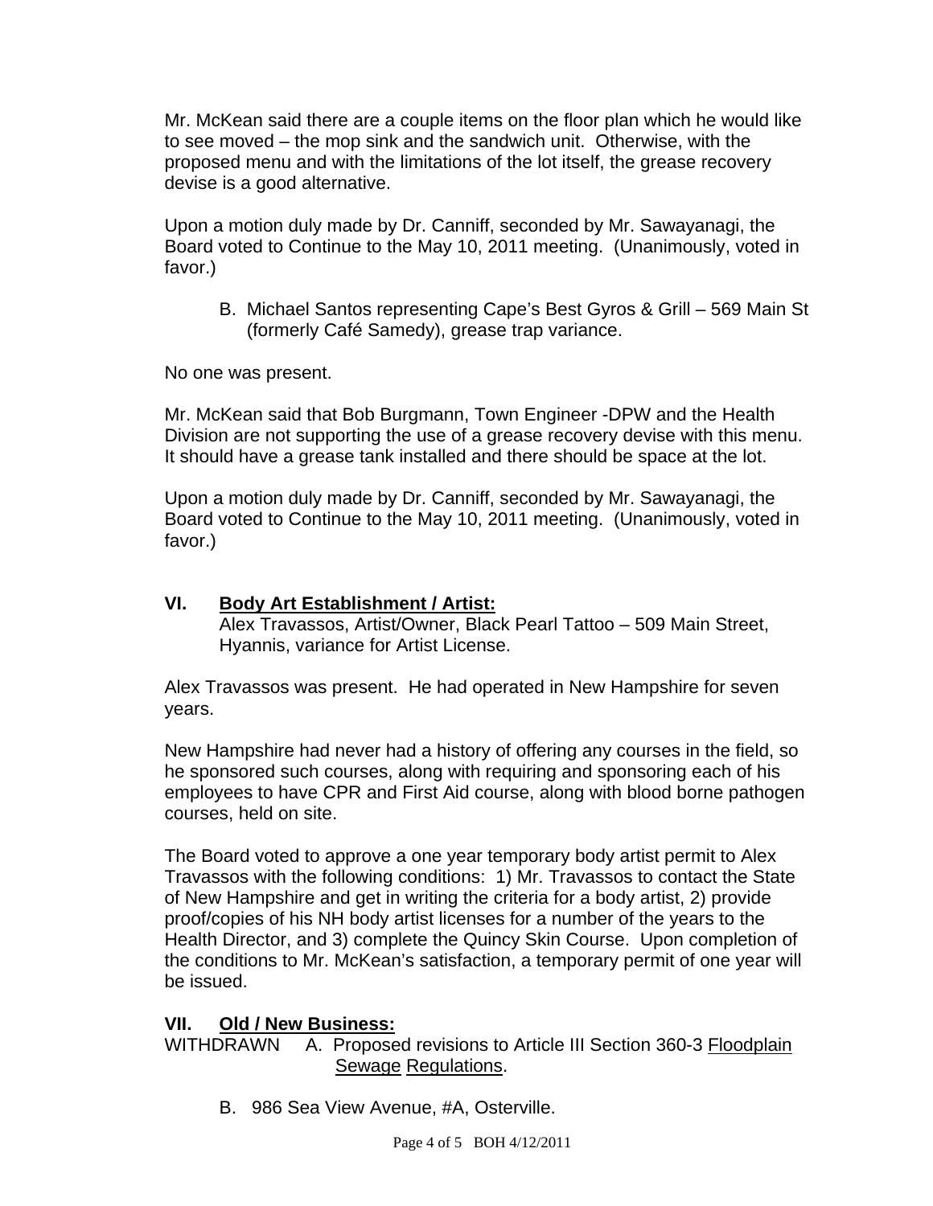Mr. McKean said there are a couple items on the floor plan which he would like to see moved – the mop sink and the sandwich unit. Otherwise, with the proposed menu and with the limitations of the lot itself, the grease recovery devise is a good alternative.

Upon a motion duly made by Dr. Canniff, seconded by Mr. Sawayanagi, the Board voted to Continue to the May 10, 2011 meeting. (Unanimously, voted in favor.)

B. Michael Santos representing Cape's Best Gyros & Grill – 569 Main St (formerly Café Samedy), grease trap variance.

No one was present.

Mr. McKean said that Bob Burgmann, Town Engineer -DPW and the Health Division are not supporting the use of a grease recovery devise with this menu. It should have a grease tank installed and there should be space at the lot.

Upon a motion duly made by Dr. Canniff, seconded by Mr. Sawayanagi, the Board voted to Continue to the May 10, 2011 meeting. (Unanimously, voted in favor.)

## VI. Body Art Establishment / Artist:

Alex Travassos, Artist/Owner, Black Pearl Tattoo – 509 Main Street, Hyannis, variance for Artist License.

Alex Travassos was present. He had operated in New Hampshire for seven years.

New Hampshire had never had a history of offering any courses in the field, so he sponsored such courses, along with requiring and sponsoring each of his employees to have CPR and First Aid course, along with blood borne pathogen courses, held on site.

The Board voted to approve a one year temporary body artist permit to Alex Travassos with the following conditions: 1) Mr. Travassos to contact the State of New Hampshire and get in writing the criteria for a body artist, 2) provide proof/copies of his NH body artist licenses for a number of the years to the Health Director, and 3) complete the Quincy Skin Course. Upon completion of the conditions to Mr. McKean's satisfaction, a temporary permit of one year will be issued.

## VII. Old / New Business:

WITHDRAWN A. Proposed revisions to Article III Section 360-3 Floodplain Sewage Regulations.

B. 986 Sea View Avenue, #A, Osterville.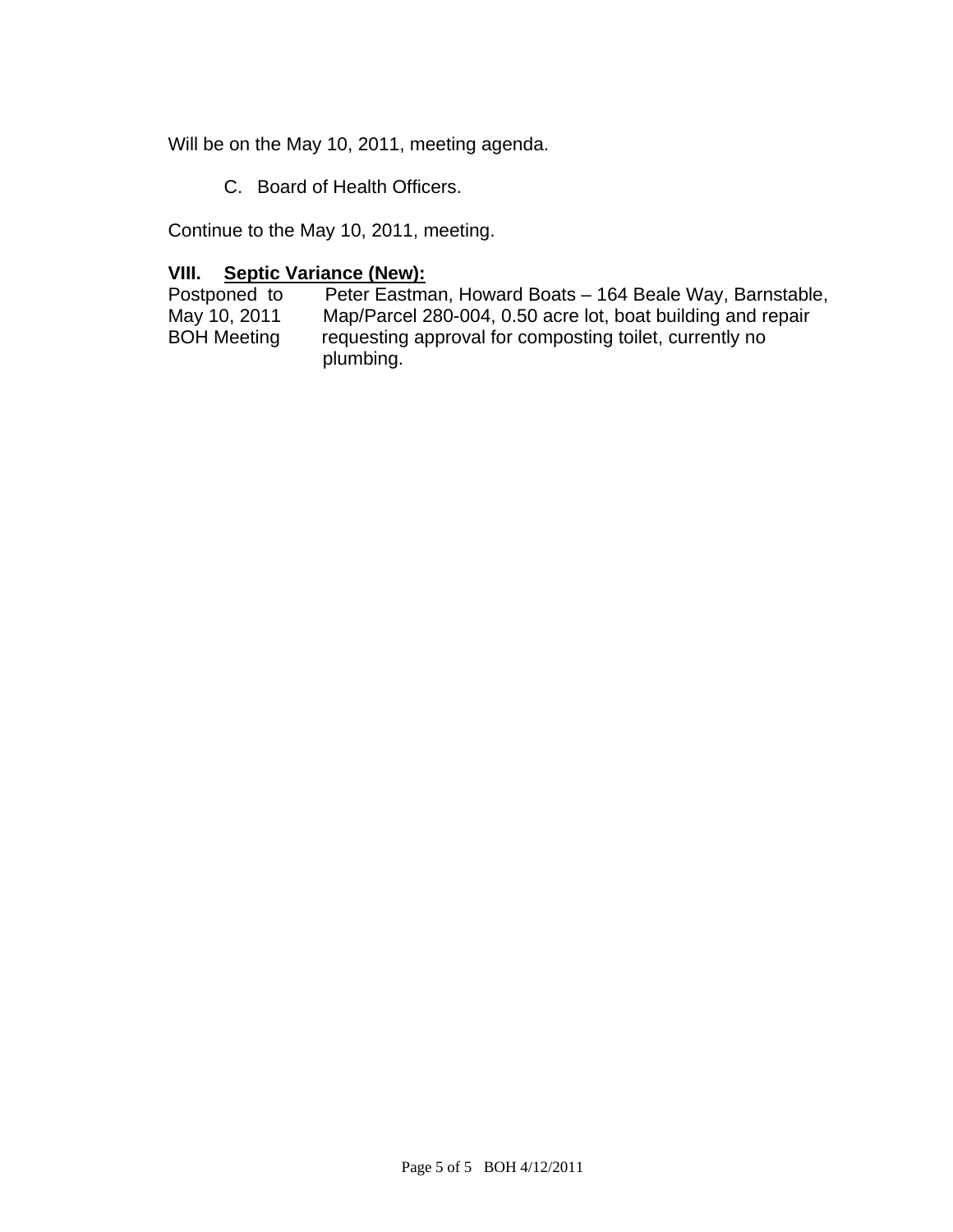Will be on the May 10, 2011, meeting agenda.

C. Board of Health Officers.

Continue to the May 10, 2011, meeting.

**VIII. Septic Variance (New):**

| | |
|---|---|
| Postponed to May 10, 2011 BOH Meeting | Peter Eastman, Howard Boats – 164 Beale Way, Barnstable, Map/Parcel 280-004, 0.50 acre lot, boat building and repair requesting approval for composting toilet, currently no plumbing. |